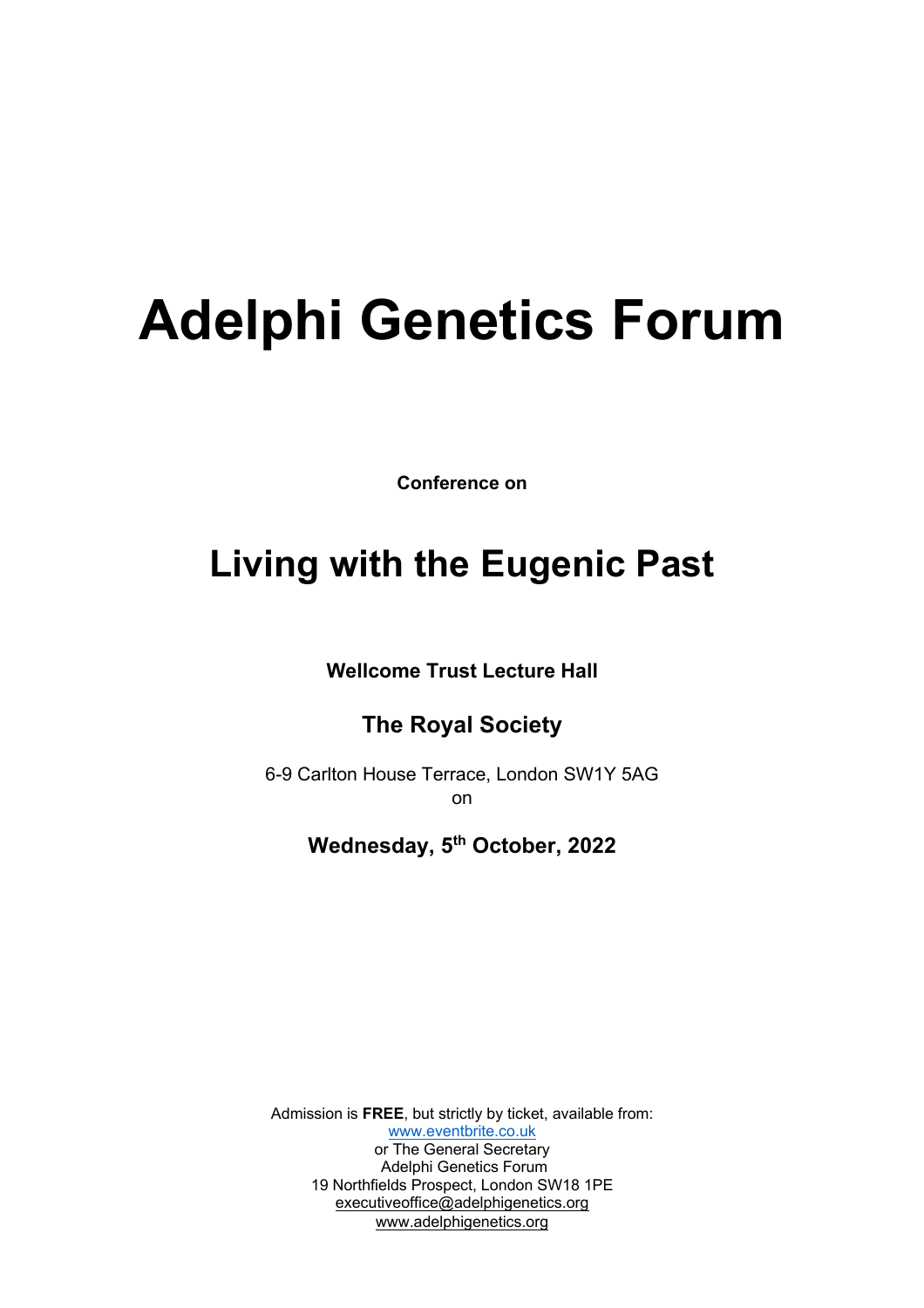# Adelphi Genetics Forum

**Conference on**

## Living with the Eugenic Past

**Wellcome Trust Lecture Hall**

### The Royal Society

6-9 Carlton House Terrace, London SW1Y 5AG
on

**Wednesday, 5th October, 2022**

Admission is **FREE**, but strictly by ticket, available from:
www.eventbrite.co.uk
or The General Secretary
Adelphi Genetics Forum
19 Northfields Prospect, London SW18 1PE
executiveoffice@adelphigenetics.org
www.adelphigenetics.org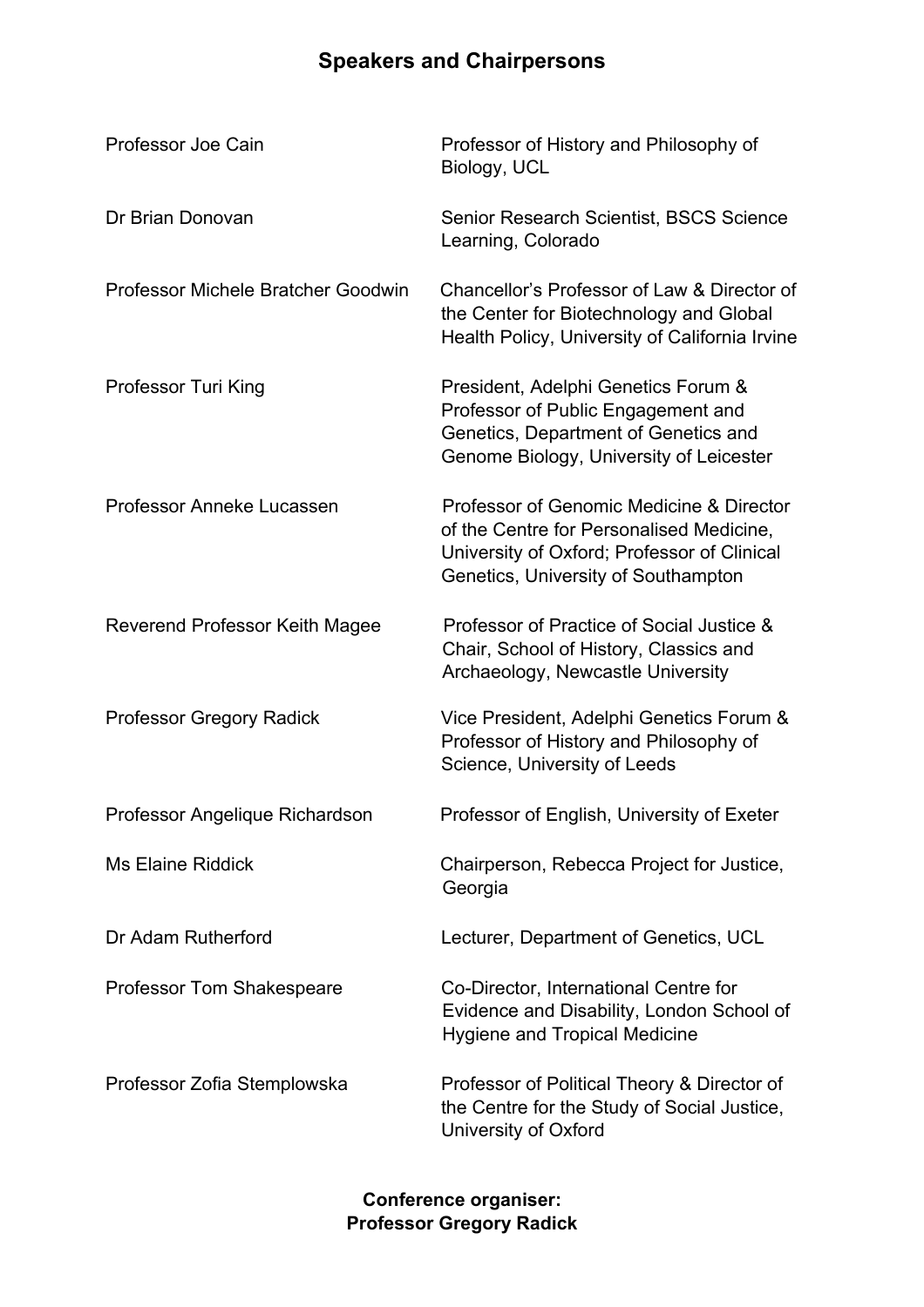# Speakers and Chairpersons

| | |
|---|---|
| Professor Joe Cain | Professor of History and Philosophy of Biology, UCL |
| Dr Brian Donovan | Senior Research Scientist, BSCS Science Learning, Colorado |
| Professor Michele Bratcher Goodwin | Chancellor's Professor of Law & Director of the Center for Biotechnology and Global Health Policy, University of California Irvine |
| Professor Turi King | President, Adelphi Genetics Forum & Professor of Public Engagement and Genetics, Department of Genetics and Genome Biology, University of Leicester |
| Professor Anneke Lucassen | Professor of Genomic Medicine & Director of the Centre for Personalised Medicine, University of Oxford; Professor of Clinical Genetics, University of Southampton |
| Reverend Professor Keith Magee | Professor of Practice of Social Justice & Chair, School of History, Classics and Archaeology, Newcastle University |
| Professor Gregory Radick | Vice President, Adelphi Genetics Forum & Professor of History and Philosophy of Science, University of Leeds |
| Professor Angelique Richardson | Professor of English, University of Exeter |
| Ms Elaine Riddick | Chairperson, Rebecca Project for Justice, Georgia |
| Dr Adam Rutherford | Lecturer, Department of Genetics, UCL |
| Professor Tom Shakespeare | Co-Director, International Centre for Evidence and Disability, London School of Hygiene and Tropical Medicine |
| Professor Zofia Stemplowska | Professor of Political Theory & Director of the Centre for the Study of Social Justice, University of Oxford |

**Conference organiser:**
**Professor Gregory Radick**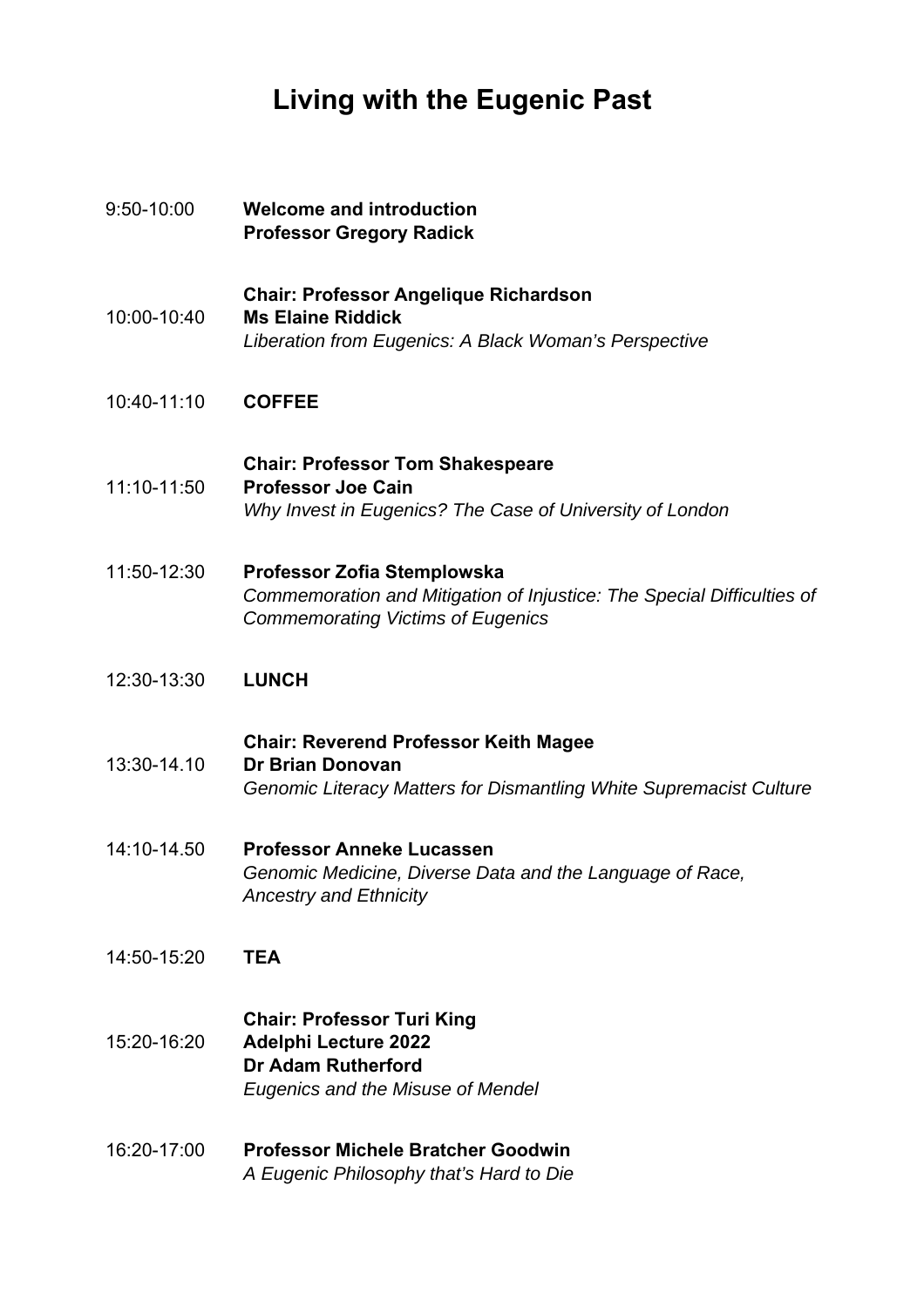# Living with the Eugenic Past

9:50-10:00 **Welcome and introduction**
**Professor Gregory Radick**

**Chair: Professor Angelique Richardson**

10:00-10:40 **Ms Elaine Riddick**
*Liberation from Eugenics: A Black Woman's Perspective*

10:40-11:10 **COFFEE**

**Chair: Professor Tom Shakespeare**

11:10-11:50 **Professor Joe Cain**
*Why Invest in Eugenics? The Case of University of London*

11:50-12:30 **Professor Zofia Stemplowska**
*Commemoration and Mitigation of Injustice: The Special Difficulties of Commemorating Victims of Eugenics*

12:30-13:30 **LUNCH**

**Chair: Reverend Professor Keith Magee**

13:30-14.10 **Dr Brian Donovan**
*Genomic Literacy Matters for Dismantling White Supremacist Culture*

14:10-14.50 **Professor Anneke Lucassen**
*Genomic Medicine, Diverse Data and the Language of Race, Ancestry and Ethnicity*

14:50-15:20 **TEA**

**Chair: Professor Turi King**

15:20-16:20 **Adelphi Lecture 2022**
**Dr Adam Rutherford**
*Eugenics and the Misuse of Mendel*

16:20-17:00 **Professor Michele Bratcher Goodwin**
*A Eugenic Philosophy that's Hard to Die*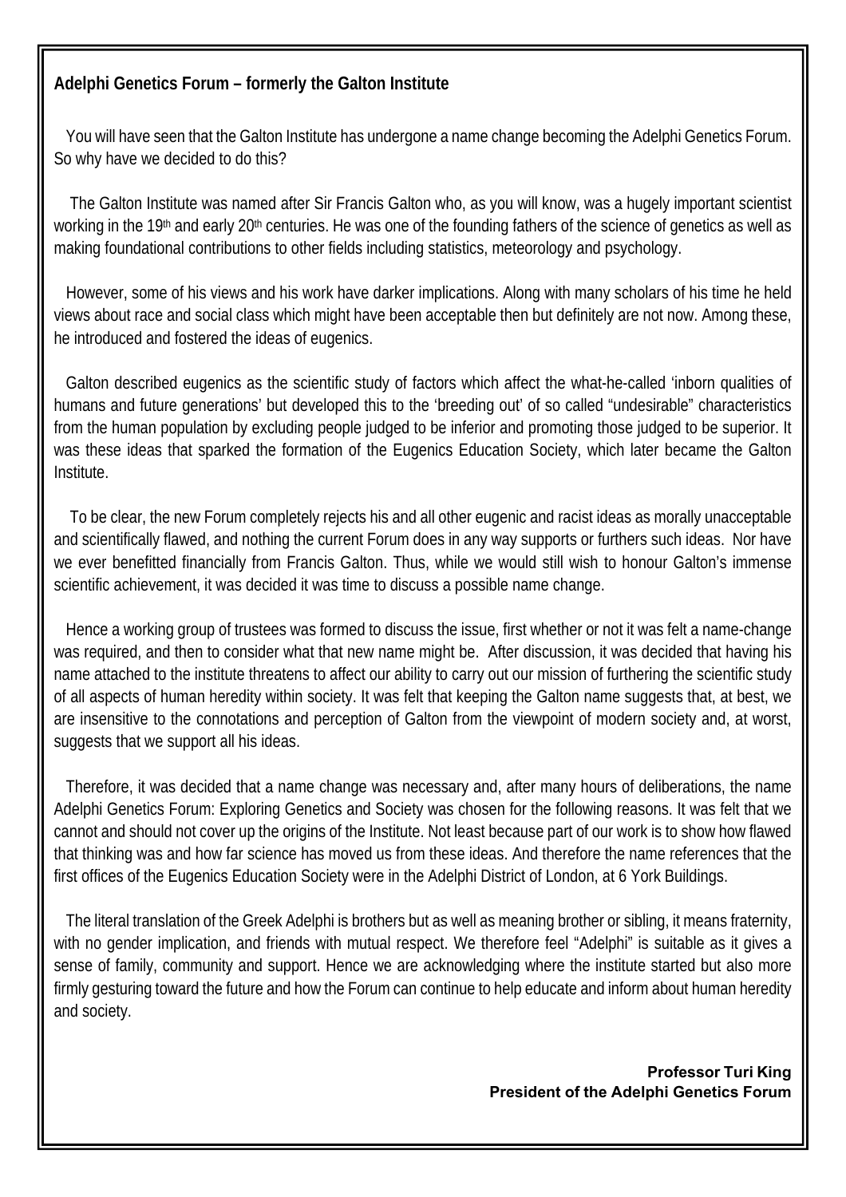**Adelphi Genetics Forum – formerly the Galton Institute**

You will have seen that the Galton Institute has undergone a name change becoming the Adelphi Genetics Forum. So why have we decided to do this?

The Galton Institute was named after Sir Francis Galton who, as you will know, was a hugely important scientist working in the 19th and early 20th centuries. He was one of the founding fathers of the science of genetics as well as making foundational contributions to other fields including statistics, meteorology and psychology.

However, some of his views and his work have darker implications. Along with many scholars of his time he held views about race and social class which might have been acceptable then but definitely are not now. Among these, he introduced and fostered the ideas of eugenics.

Galton described eugenics as the scientific study of factors which affect the what-he-called 'inborn qualities of humans and future generations' but developed this to the 'breeding out' of so called "undesirable" characteristics from the human population by excluding people judged to be inferior and promoting those judged to be superior. It was these ideas that sparked the formation of the Eugenics Education Society, which later became the Galton Institute.

To be clear, the new Forum completely rejects his and all other eugenic and racist ideas as morally unacceptable and scientifically flawed, and nothing the current Forum does in any way supports or furthers such ideas. Nor have we ever benefitted financially from Francis Galton. Thus, while we would still wish to honour Galton's immense scientific achievement, it was decided it was time to discuss a possible name change.

Hence a working group of trustees was formed to discuss the issue, first whether or not it was felt a name-change was required, and then to consider what that new name might be. After discussion, it was decided that having his name attached to the institute threatens to affect our ability to carry out our mission of furthering the scientific study of all aspects of human heredity within society. It was felt that keeping the Galton name suggests that, at best, we are insensitive to the connotations and perception of Galton from the viewpoint of modern society and, at worst, suggests that we support all his ideas.

Therefore, it was decided that a name change was necessary and, after many hours of deliberations, the name Adelphi Genetics Forum: Exploring Genetics and Society was chosen for the following reasons. It was felt that we cannot and should not cover up the origins of the Institute. Not least because part of our work is to show how flawed that thinking was and how far science has moved us from these ideas. And therefore the name references that the first offices of the Eugenics Education Society were in the Adelphi District of London, at 6 York Buildings.

The literal translation of the Greek Adelphi is brothers but as well as meaning brother or sibling, it means fraternity, with no gender implication, and friends with mutual respect. We therefore feel "Adelphi" is suitable as it gives a sense of family, community and support. Hence we are acknowledging where the institute started but also more firmly gesturing toward the future and how the Forum can continue to help educate and inform about human heredity and society.

**Professor Turi King**
**President of the Adelphi Genetics Forum**